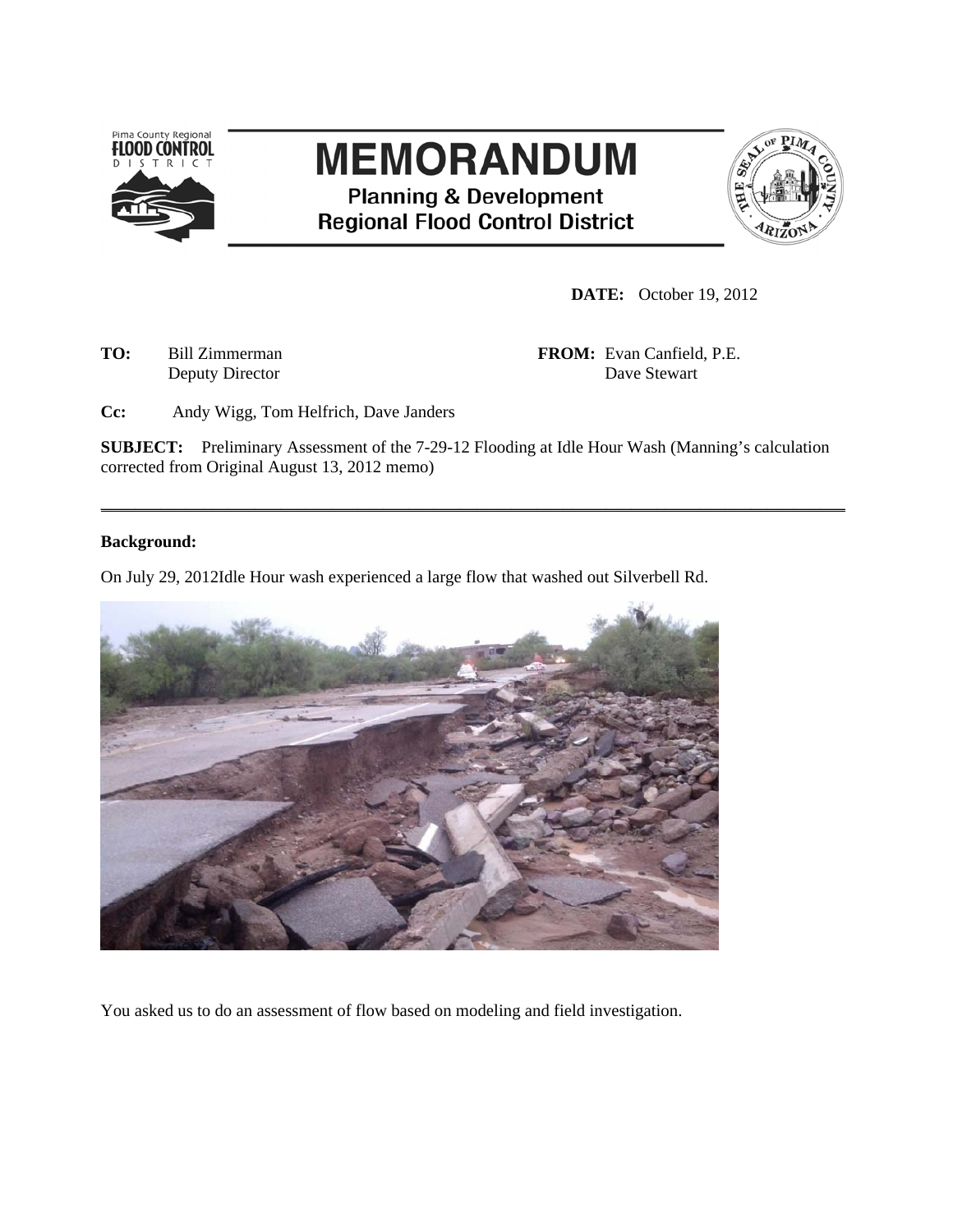# MEMORANDUM

**Planning & Development**
**Regional Flood Control District**

**DATE:** October 19, 2012

**TO:** Bill Zimmerman
Deputy Director

**FROM:** Evan Canfield, P.E.
Dave Stewart

**Cc:** Andy Wigg, Tom Helfrich, Dave Janders

**SUBJECT:** Preliminary Assessment of the 7-29-12 Flooding at Idle Hour Wash (Manning's calculation corrected from Original August 13, 2012 memo)

---

**Background:**

On July 29, 2012Idle Hour wash experienced a large flow that washed out Silverbell Rd.

You asked us to do an assessment of flow based on modeling and field investigation.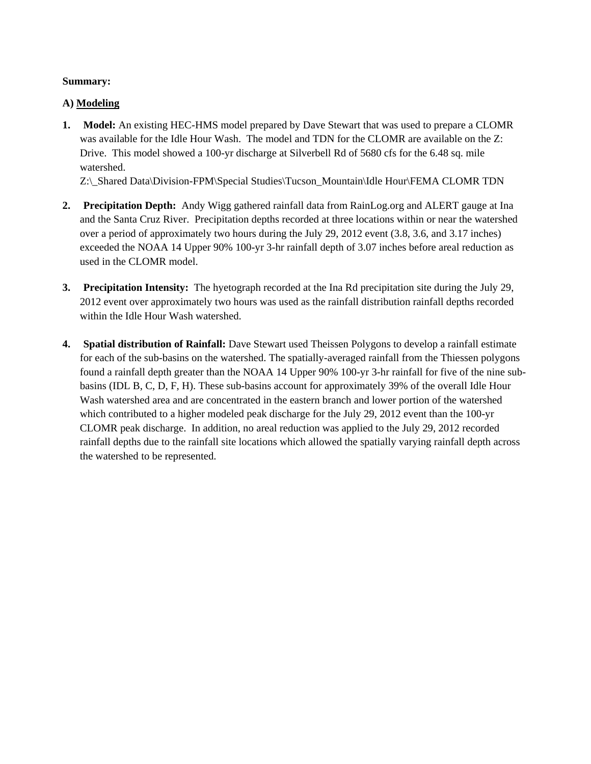**Summary:**

**A) Modeling**

1. **Model:** An existing HEC-HMS model prepared by Dave Stewart that was used to prepare a CLOMR was available for the Idle Hour Wash. The model and TDN for the CLOMR are available on the Z: Drive. This model showed a 100-yr discharge at Silverbell Rd of 5680 cfs for the 6.48 sq. mile watershed.
   Z:\_Shared Data\Division-FPM\Special Studies\Tucson_Mountain\Idle Hour\FEMA CLOMR TDN

2. **Precipitation Depth:** Andy Wigg gathered rainfall data from RainLog.org and ALERT gauge at Ina and the Santa Cruz River. Precipitation depths recorded at three locations within or near the watershed over a period of approximately two hours during the July 29, 2012 event (3.8, 3.6, and 3.17 inches) exceeded the NOAA 14 Upper 90% 100-yr 3-hr rainfall depth of 3.07 inches before areal reduction as used in the CLOMR model.

3. **Precipitation Intensity:** The hyetograph recorded at the Ina Rd precipitation site during the July 29, 2012 event over approximately two hours was used as the rainfall distribution rainfall depths recorded within the Idle Hour Wash watershed.

4. **Spatial distribution of Rainfall:** Dave Stewart used Theissen Polygons to develop a rainfall estimate for each of the sub-basins on the watershed. The spatially-averaged rainfall from the Thiessen polygons found a rainfall depth greater than the NOAA 14 Upper 90% 100-yr 3-hr rainfall for five of the nine sub-basins (IDL B, C, D, F, H). These sub-basins account for approximately 39% of the overall Idle Hour Wash watershed area and are concentrated in the eastern branch and lower portion of the watershed which contributed to a higher modeled peak discharge for the July 29, 2012 event than the 100-yr CLOMR peak discharge. In addition, no areal reduction was applied to the July 29, 2012 recorded rainfall depths due to the rainfall site locations which allowed the spatially varying rainfall depth across the watershed to be represented.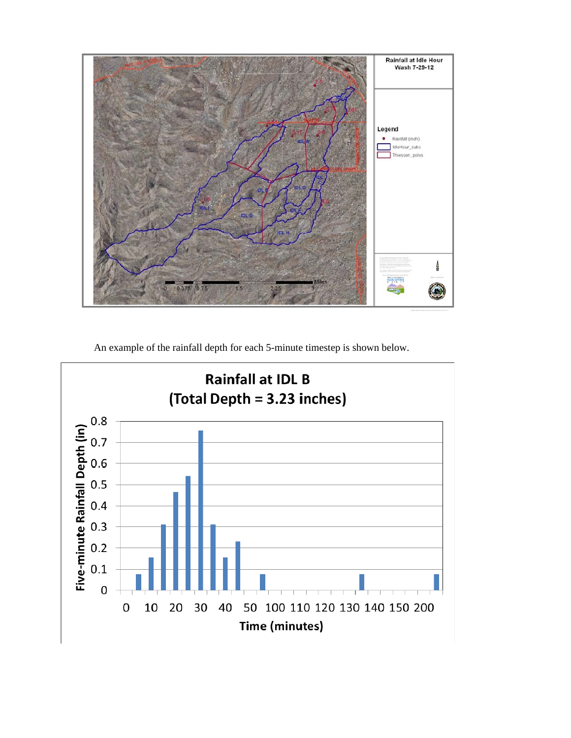An example of the rainfall depth for each 5-minute timestep is shown below.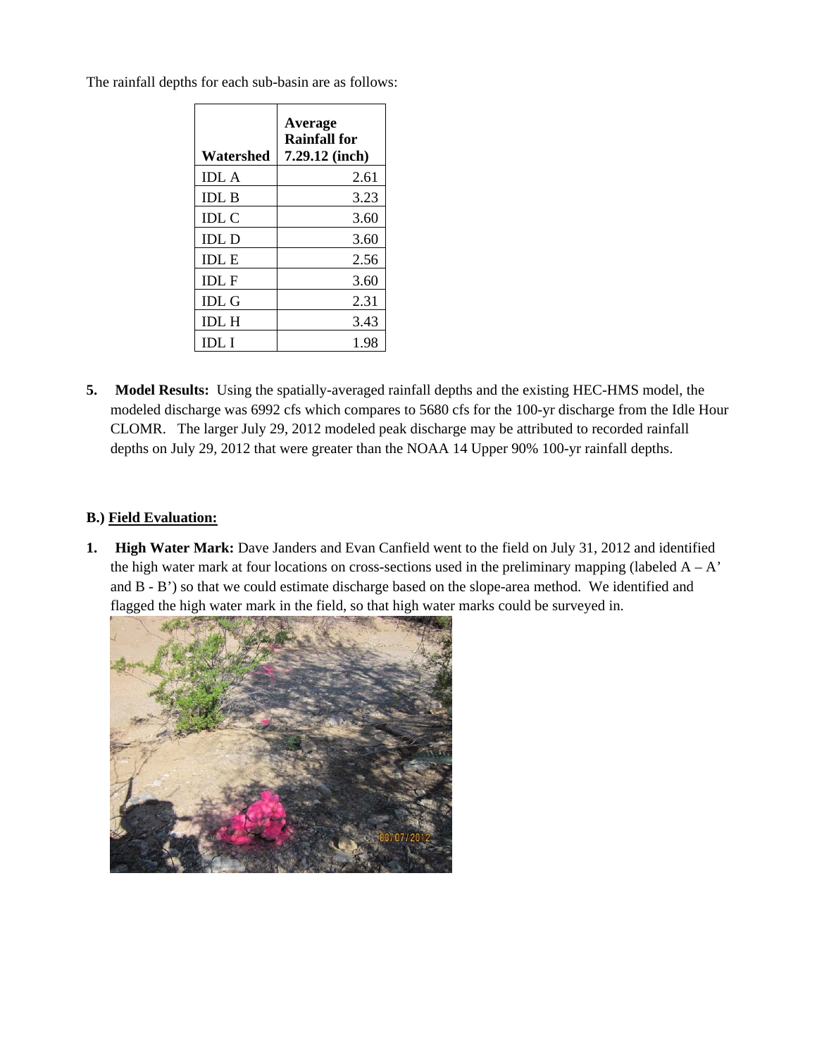The rainfall depths for each sub-basin are as follows:

| Watershed | Average Rainfall for 7.29.12 (inch) |
|---|---|
| IDL A | 2.61 |
| IDL B | 3.23 |
| IDL C | 3.60 |
| IDL D | 3.60 |
| IDL E | 2.56 |
| IDL F | 3.60 |
| IDL G | 2.31 |
| IDL H | 3.43 |
| IDL I | 1.98 |

5. **Model Results:** Using the spatially-averaged rainfall depths and the existing HEC-HMS model, the modeled discharge was 6992 cfs which compares to 5680 cfs for the 100-yr discharge from the Idle Hour CLOMR. The larger July 29, 2012 modeled peak discharge may be attributed to recorded rainfall depths on July 29, 2012 that were greater than the NOAA 14 Upper 90% 100-yr rainfall depths.

**B.) <u>Field Evaluation:</u>**

1. **High Water Mark:** Dave Janders and Evan Canfield went to the field on July 31, 2012 and identified the high water mark at four locations on cross-sections used in the preliminary mapping (labeled A – A' and B - B') so that we could estimate discharge based on the slope-area method. We identified and flagged the high water mark in the field, so that high water marks could be surveyed in.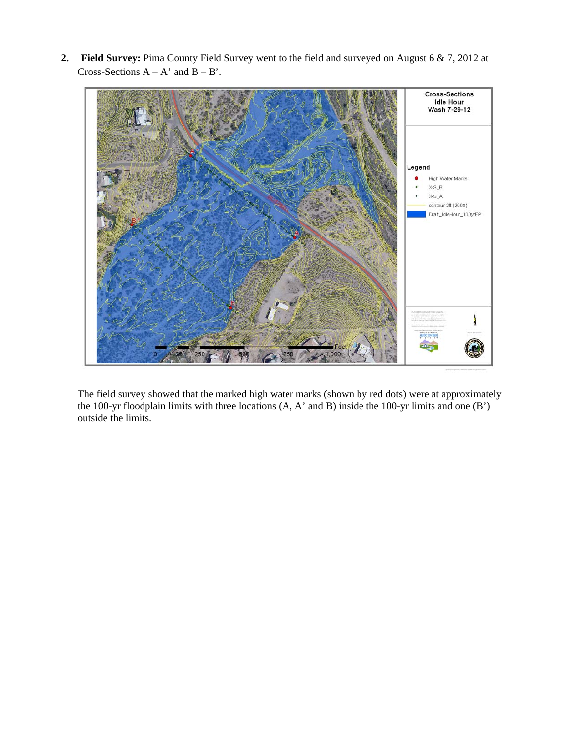2. **Field Survey:** Pima County Field Survey went to the field and surveyed on August 6 & 7, 2012 at Cross-Sections A – A' and B – B'.

The field survey showed that the marked high water marks (shown by red dots) were at approximately the 100-yr floodplain limits with three locations (A, A' and B) inside the 100-yr limits and one (B') outside the limits.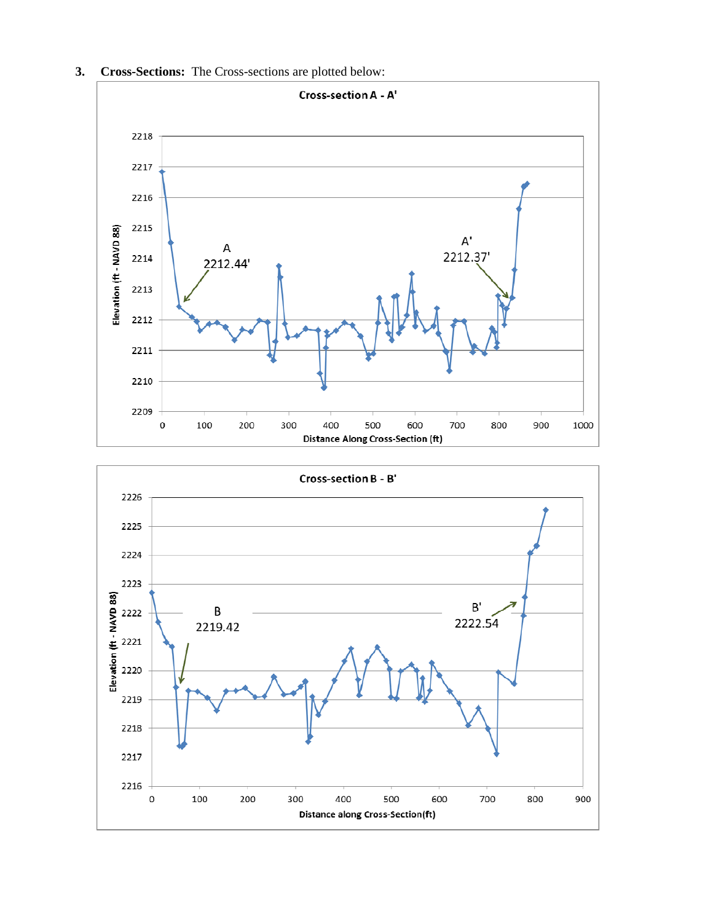**3. Cross-Sections:** The Cross-sections are plotted below: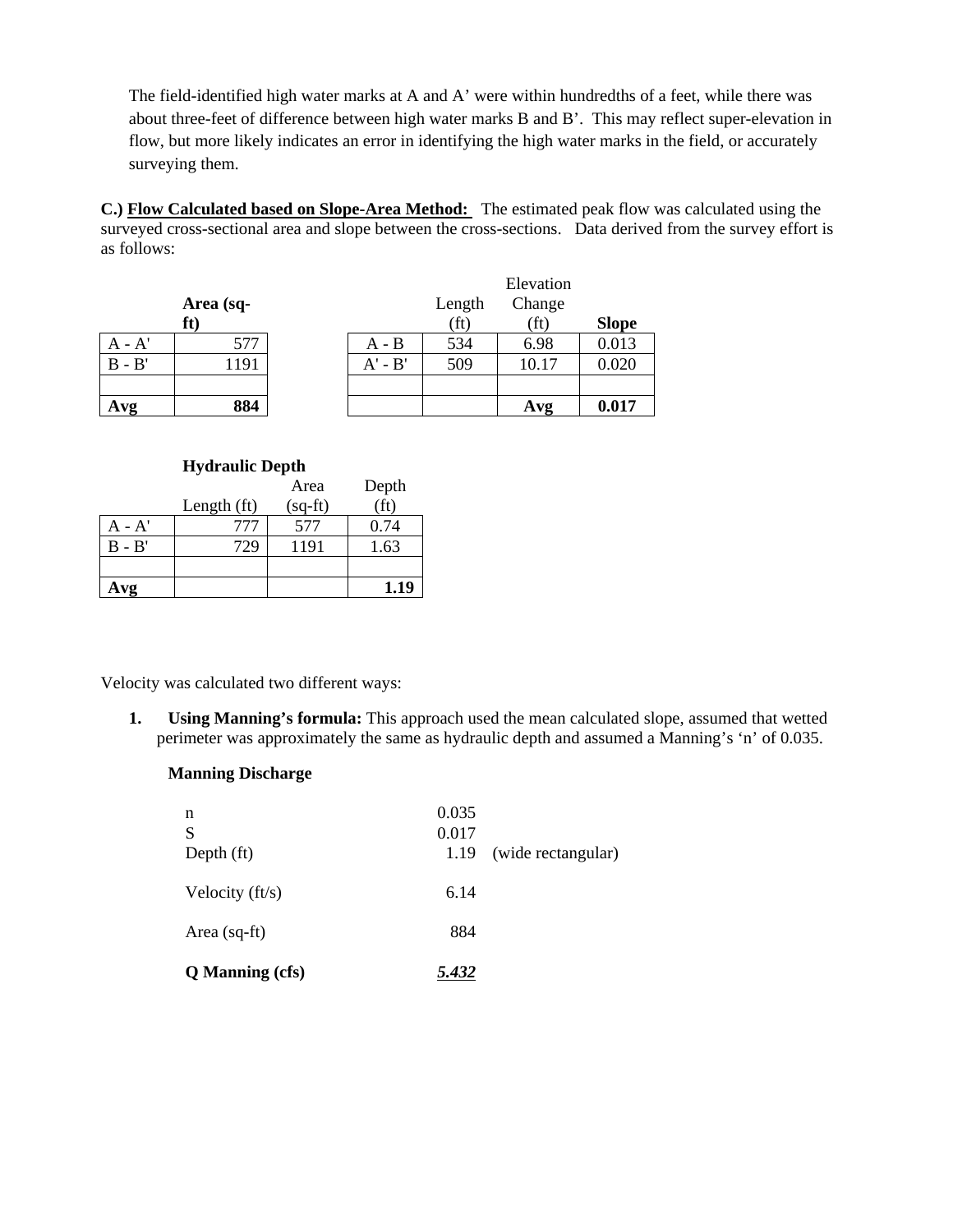The field-identified high water marks at A and A' were within hundredths of a feet, while there was about three-feet of difference between high water marks B and B'. This may reflect super-elevation in flow, but more likely indicates an error in identifying the high water marks in the field, or accurately surveying them.

**C.) <u>Flow Calculated based on Slope-Area Method:</u>** The estimated peak flow was calculated using the surveyed cross-sectional area and slope between the cross-sections. Data derived from the survey effort is as follows:

| | **Area (sq-ft)** |
|---|---|
| A - A' | 577 |
| B - B' | 1191 |
| | |
| **Avg** | **884** |

| | Length (ft) | Elevation Change (ft) | **Slope** |
|---|---|---|---|
| A - B | 534 | 6.98 | 0.013 |
| A' - B' | 509 | 10.17 | 0.020 |
| | | | |
| | | **Avg** | **0.017** |

**Hydraulic Depth**

| | Length (ft) | Area (sq-ft) | Depth (ft) |
|---|---|---|---|
| A - A' | 777 | 577 | 0.74 |
| B - B' | 729 | 1191 | 1.63 |
| | | | |
| **Avg** | | | **1.19** |

Velocity was calculated two different ways:

1. **Using Manning's formula:** This approach used the mean calculated slope, assumed that wetted perimeter was approximately the same as hydraulic depth and assumed a Manning's 'n' of 0.035.

**Manning Discharge**

| | | |
|---|---|---|
| n | 0.035 | |
| S | 0.017 | |
| Depth (ft) | 1.19 | (wide rectangular) |
| Velocity (ft/s) | 6.14 | |
| Area (sq-ft) | 884 | |
| **Q Manning (cfs)** | ***<u>5.432</u>*** | |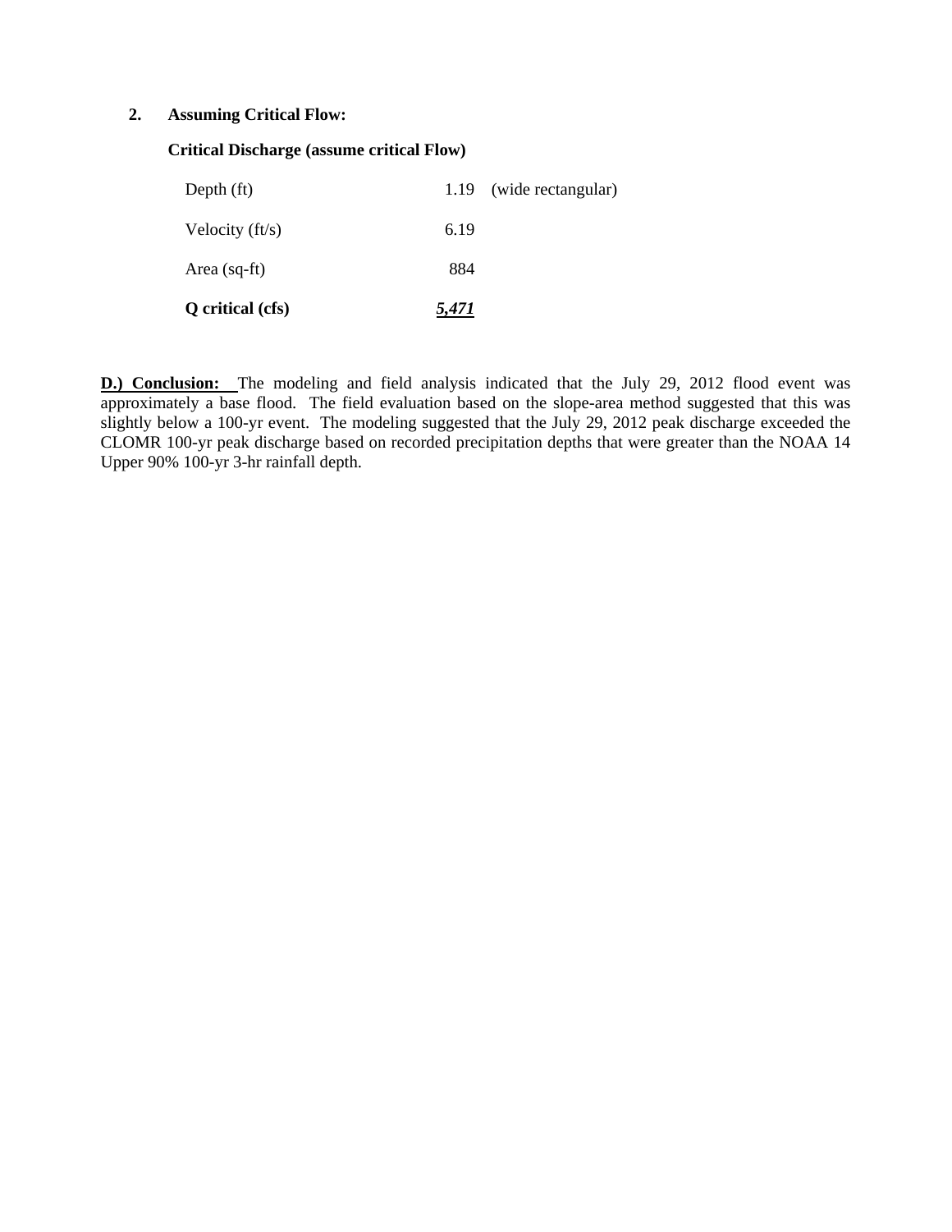2. **Assuming Critical Flow:**

**Critical Discharge (assume critical Flow)**

| | | |
|---|---|---|
| Depth (ft) | 1.19 | (wide rectangular) |
| Velocity (ft/s) | 6.19 | |
| Area (sq-ft) | 884 | |
| **Q critical (cfs)** | ***5,471*** | |

**D.) Conclusion:** The modeling and field analysis indicated that the July 29, 2012 flood event was approximately a base flood. The field evaluation based on the slope-area method suggested that this was slightly below a 100-yr event. The modeling suggested that the July 29, 2012 peak discharge exceeded the CLOMR 100-yr peak discharge based on recorded precipitation depths that were greater than the NOAA 14 Upper 90% 100-yr 3-hr rainfall depth.